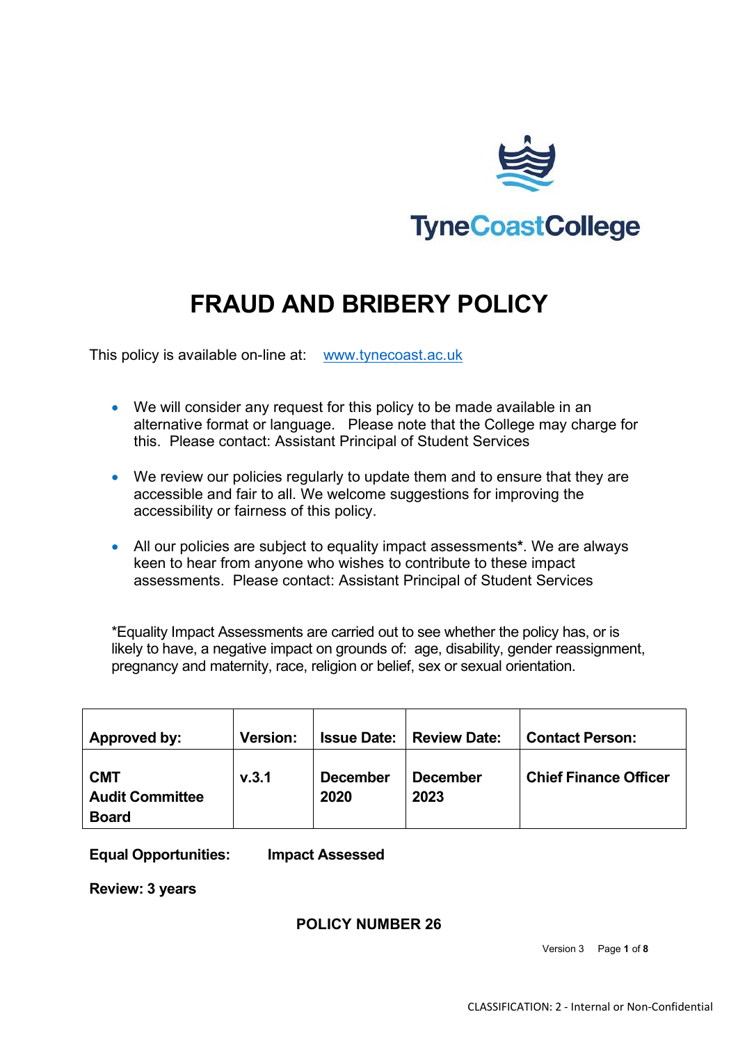TyneCoastCollege

# FRAUD AND BRIBERY POLICY

This policy is available on-line at: [www.tynecoast.ac.uk](http://www.tynecoast.ac.uk)

- We will consider any request for this policy to be made available in an alternative format or language. Please note that the College may charge for this. Please contact: Assistant Principal of Student Services
- We review our policies regularly to update them and to ensure that they are accessible and fair to all. We welcome suggestions for improving the accessibility or fairness of this policy.
- All our policies are subject to equality impact assessments**\***. We are always keen to hear from anyone who wishes to contribute to these impact assessments. Please contact: Assistant Principal of Student Services

*Equality Impact Assessments are carried out to see whether the policy has, or is likely to have, a negative impact on grounds of: age, disability, gender reassignment, pregnancy and maternity, race, religion or belief, sex or sexual orientation.

| Approved by: | Version: | Issue Date: | Review Date: | Contact Person: |
|---|---|---|---|---|
| **CMT<br>Audit Committee<br>Board** | **v.3.1** | **December 2020** | **December 2023** | **Chief Finance Officer** |

**Equal Opportunities:** **Impact Assessed**

**Review: 3 years**

**POLICY NUMBER 26**

CLASSIFICATION: 2 - Internal or Non-Confidential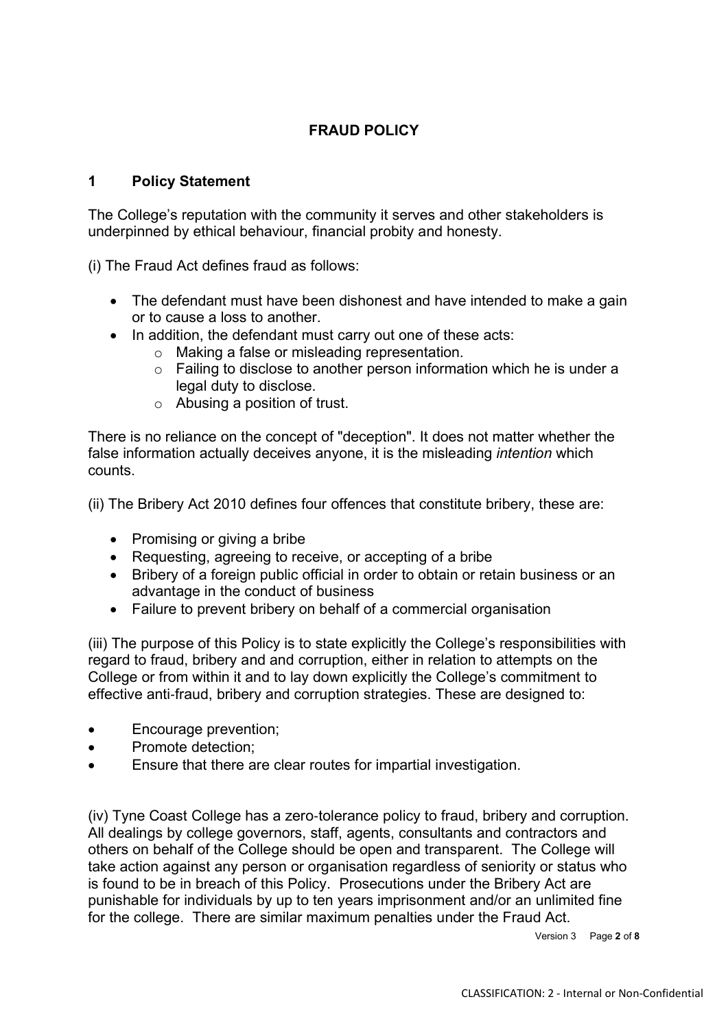## FRAUD POLICY

### 1 Policy Statement

The College's reputation with the community it serves and other stakeholders is underpinned by ethical behaviour, financial probity and honesty.

(i) The Fraud Act defines fraud as follows:

- The defendant must have been dishonest and have intended to make a gain or to cause a loss to another.
- In addition, the defendant must carry out one of these acts:
  - Making a false or misleading representation.
  - Failing to disclose to another person information which he is under a legal duty to disclose.
  - Abusing a position of trust.

There is no reliance on the concept of "deception". It does not matter whether the false information actually deceives anyone, it is the misleading *intention* which counts.

(ii) The Bribery Act 2010 defines four offences that constitute bribery, these are:

- Promising or giving a bribe
- Requesting, agreeing to receive, or accepting of a bribe
- Bribery of a foreign public official in order to obtain or retain business or an advantage in the conduct of business
- Failure to prevent bribery on behalf of a commercial organisation

(iii) The purpose of this Policy is to state explicitly the College's responsibilities with regard to fraud, bribery and and corruption, either in relation to attempts on the College or from within it and to lay down explicitly the College's commitment to effective anti-fraud, bribery and corruption strategies. These are designed to:

- Encourage prevention;
- Promote detection;
- Ensure that there are clear routes for impartial investigation.

(iv) Tyne Coast College has a zero-tolerance policy to fraud, bribery and corruption. All dealings by college governors, staff, agents, consultants and contractors and others on behalf of the College should be open and transparent. The College will take action against any person or organisation regardless of seniority or status who is found to be in breach of this Policy. Prosecutions under the Bribery Act are punishable for individuals by up to ten years imprisonment and/or an unlimited fine for the college. There are similar maximum penalties under the Fraud Act.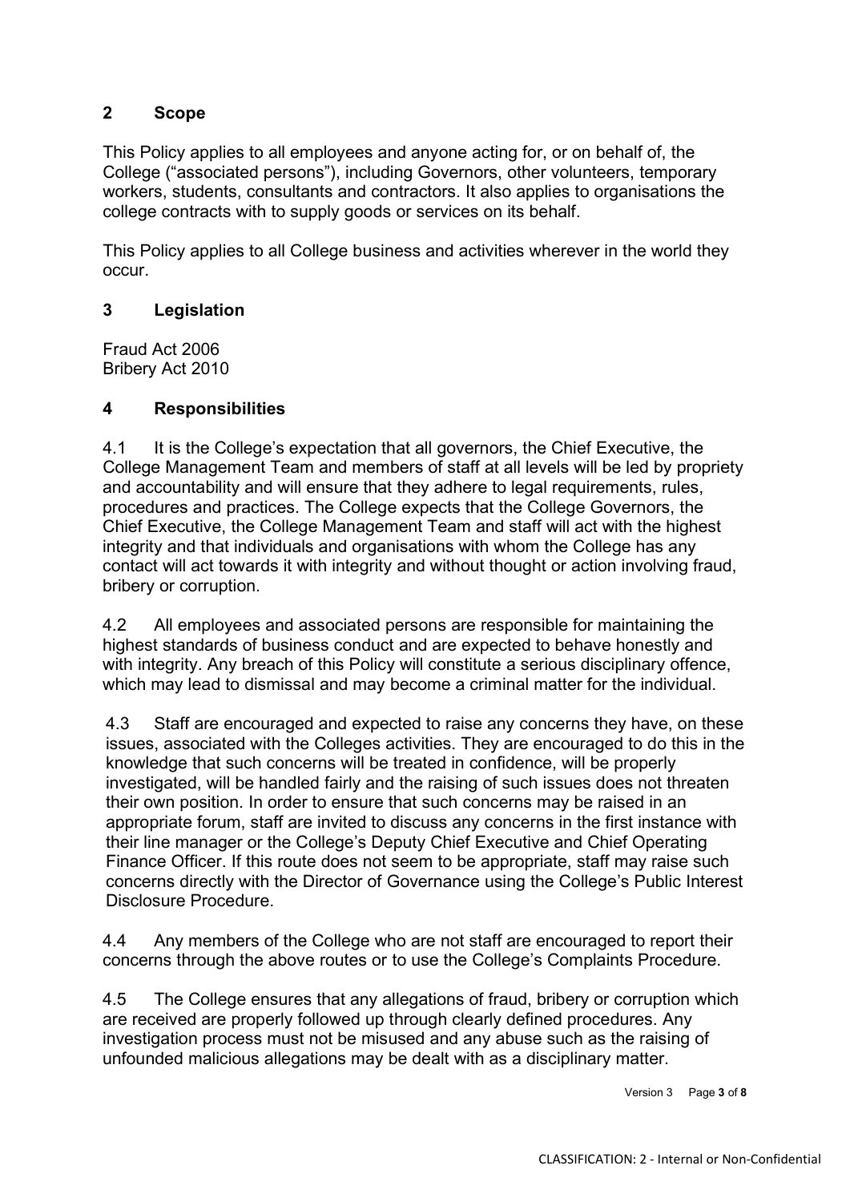## 2 Scope

This Policy applies to all employees and anyone acting for, or on behalf of, the College ("associated persons"), including Governors, other volunteers, temporary workers, students, consultants and contractors. It also applies to organisations the college contracts with to supply goods or services on its behalf.

This Policy applies to all College business and activities wherever in the world they occur.

## 3 Legislation

Fraud Act 2006
Bribery Act 2010

## 4 Responsibilities

4.1 It is the College's expectation that all governors, the Chief Executive, the College Management Team and members of staff at all levels will be led by propriety and accountability and will ensure that they adhere to legal requirements, rules, procedures and practices. The College expects that the College Governors, the Chief Executive, the College Management Team and staff will act with the highest integrity and that individuals and organisations with whom the College has any contact will act towards it with integrity and without thought or action involving fraud, bribery or corruption.

4.2 All employees and associated persons are responsible for maintaining the highest standards of business conduct and are expected to behave honestly and with integrity. Any breach of this Policy will constitute a serious disciplinary offence, which may lead to dismissal and may become a criminal matter for the individual.

4.3 Staff are encouraged and expected to raise any concerns they have, on these issues, associated with the Colleges activities. They are encouraged to do this in the knowledge that such concerns will be treated in confidence, will be properly investigated, will be handled fairly and the raising of such issues does not threaten their own position. In order to ensure that such concerns may be raised in an appropriate forum, staff are invited to discuss any concerns in the first instance with their line manager or the College's Deputy Chief Executive and Chief Operating Finance Officer. If this route does not seem to be appropriate, staff may raise such concerns directly with the Director of Governance using the College's Public Interest Disclosure Procedure.

4.4 Any members of the College who are not staff are encouraged to report their concerns through the above routes or to use the College's Complaints Procedure.

4.5 The College ensures that any allegations of fraud, bribery or corruption which are received are properly followed up through clearly defined procedures. Any investigation process must not be misused and any abuse such as the raising of unfounded malicious allegations may be dealt with as a disciplinary matter.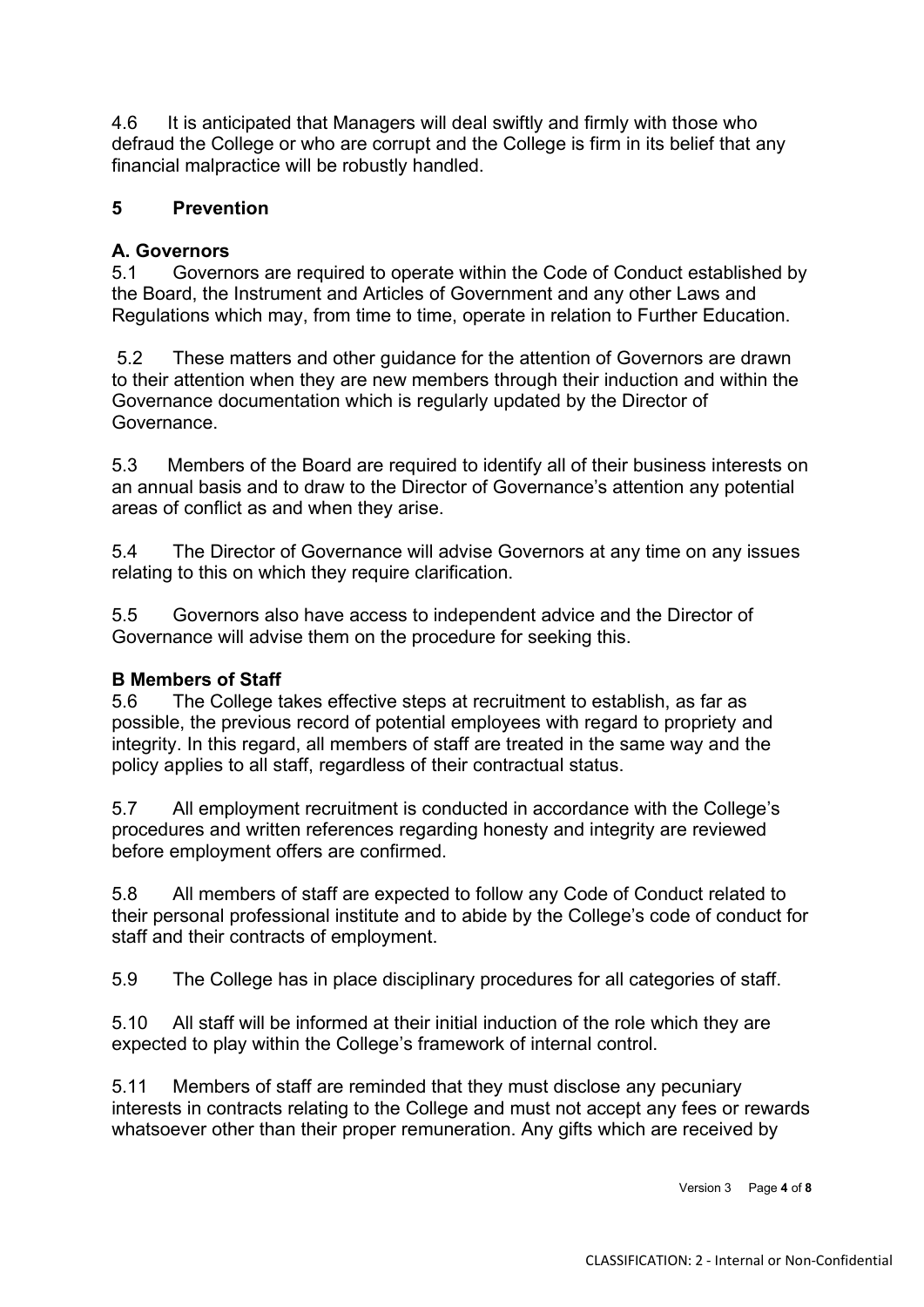4.6 It is anticipated that Managers will deal swiftly and firmly with those who defraud the College or who are corrupt and the College is firm in its belief that any financial malpractice will be robustly handled.

## 5 Prevention

### A. Governors

5.1 Governors are required to operate within the Code of Conduct established by the Board, the Instrument and Articles of Government and any other Laws and Regulations which may, from time to time, operate in relation to Further Education.

5.2 These matters and other guidance for the attention of Governors are drawn to their attention when they are new members through their induction and within the Governance documentation which is regularly updated by the Director of Governance.

5.3 Members of the Board are required to identify all of their business interests on an annual basis and to draw to the Director of Governance's attention any potential areas of conflict as and when they arise.

5.4 The Director of Governance will advise Governors at any time on any issues relating to this on which they require clarification.

5.5 Governors also have access to independent advice and the Director of Governance will advise them on the procedure for seeking this.

### B Members of Staff

5.6 The College takes effective steps at recruitment to establish, as far as possible, the previous record of potential employees with regard to propriety and integrity. In this regard, all members of staff are treated in the same way and the policy applies to all staff, regardless of their contractual status.

5.7 All employment recruitment is conducted in accordance with the College's procedures and written references regarding honesty and integrity are reviewed before employment offers are confirmed.

5.8 All members of staff are expected to follow any Code of Conduct related to their personal professional institute and to abide by the College's code of conduct for staff and their contracts of employment.

5.9 The College has in place disciplinary procedures for all categories of staff.

5.10 All staff will be informed at their initial induction of the role which they are expected to play within the College's framework of internal control.

5.11 Members of staff are reminded that they must disclose any pecuniary interests in contracts relating to the College and must not accept any fees or rewards whatsoever other than their proper remuneration. Any gifts which are received by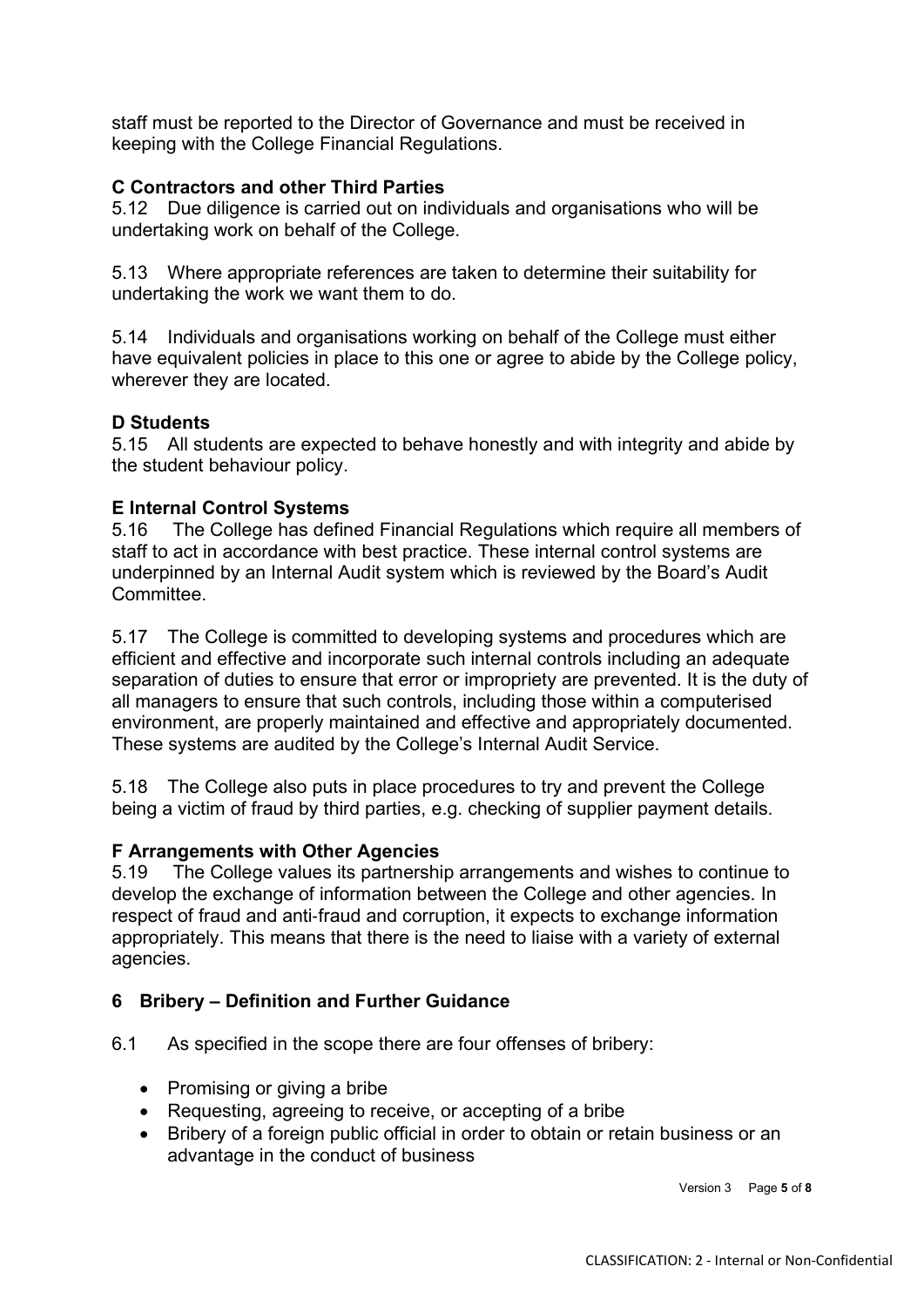staff must be reported to the Director of Governance and must be received in keeping with the College Financial Regulations.

**C Contractors and other Third Parties**

5.12 Due diligence is carried out on individuals and organisations who will be undertaking work on behalf of the College.

5.13 Where appropriate references are taken to determine their suitability for undertaking the work we want them to do.

5.14 Individuals and organisations working on behalf of the College must either have equivalent policies in place to this one or agree to abide by the College policy, wherever they are located.

**D Students**

5.15 All students are expected to behave honestly and with integrity and abide by the student behaviour policy.

**E Internal Control Systems**

5.16 The College has defined Financial Regulations which require all members of staff to act in accordance with best practice. These internal control systems are underpinned by an Internal Audit system which is reviewed by the Board's Audit Committee.

5.17 The College is committed to developing systems and procedures which are efficient and effective and incorporate such internal controls including an adequate separation of duties to ensure that error or impropriety are prevented. It is the duty of all managers to ensure that such controls, including those within a computerised environment, are properly maintained and effective and appropriately documented. These systems are audited by the College's Internal Audit Service.

5.18 The College also puts in place procedures to try and prevent the College being a victim of fraud by third parties, e.g. checking of supplier payment details.

**F Arrangements with Other Agencies**

5.19 The College values its partnership arrangements and wishes to continue to develop the exchange of information between the College and other agencies. In respect of fraud and anti-fraud and corruption, it expects to exchange information appropriately. This means that there is the need to liaise with a variety of external agencies.

## 6 Bribery – Definition and Further Guidance

6.1 As specified in the scope there are four offenses of bribery:

- Promising or giving a bribe
- Requesting, agreeing to receive, or accepting of a bribe
- Bribery of a foreign public official in order to obtain or retain business or an advantage in the conduct of business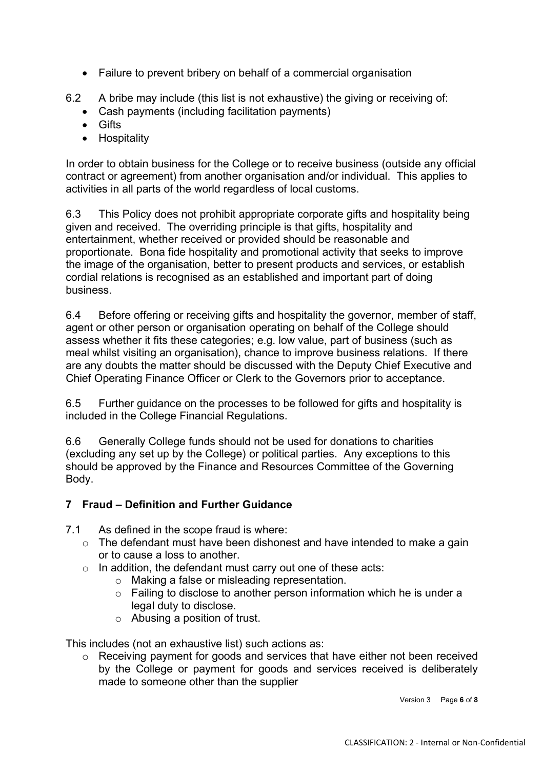- Failure to prevent bribery on behalf of a commercial organisation

6.2 A bribe may include (this list is not exhaustive) the giving or receiving of:

- Cash payments (including facilitation payments)
- Gifts
- Hospitality

In order to obtain business for the College or to receive business (outside any official contract or agreement) from another organisation and/or individual. This applies to activities in all parts of the world regardless of local customs.

6.3 This Policy does not prohibit appropriate corporate gifts and hospitality being given and received. The overriding principle is that gifts, hospitality and entertainment, whether received or provided should be reasonable and proportionate. Bona fide hospitality and promotional activity that seeks to improve the image of the organisation, better to present products and services, or establish cordial relations is recognised as an established and important part of doing business.

6.4 Before offering or receiving gifts and hospitality the governor, member of staff, agent or other person or organisation operating on behalf of the College should assess whether it fits these categories; e.g. low value, part of business (such as meal whilst visiting an organisation), chance to improve business relations. If there are any doubts the matter should be discussed with the Deputy Chief Executive and Chief Operating Finance Officer or Clerk to the Governors prior to acceptance.

6.5 Further guidance on the processes to be followed for gifts and hospitality is included in the College Financial Regulations.

6.6 Generally College funds should not be used for donations to charities (excluding any set up by the College) or political parties. Any exceptions to this should be approved by the Finance and Resources Committee of the Governing Body.

## 7 Fraud – Definition and Further Guidance

7.1 As defined in the scope fraud is where:

- The defendant must have been dishonest and have intended to make a gain or to cause a loss to another.
- In addition, the defendant must carry out one of these acts:
  - Making a false or misleading representation.
  - Failing to disclose to another person information which he is under a legal duty to disclose.
  - Abusing a position of trust.

This includes (not an exhaustive list) such actions as:

- Receiving payment for goods and services that have either not been received by the College or payment for goods and services received is deliberately made to someone other than the supplier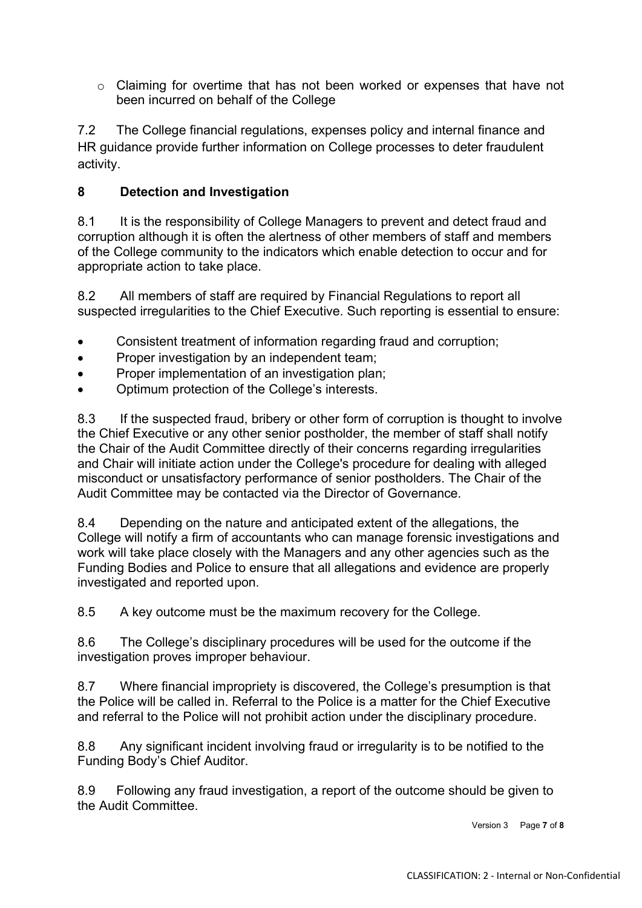- Claiming for overtime that has not been worked or expenses that have not been incurred on behalf of the College

7.2 The College financial regulations, expenses policy and internal finance and HR guidance provide further information on College processes to deter fraudulent activity.

## 8 Detection and Investigation

8.1 It is the responsibility of College Managers to prevent and detect fraud and corruption although it is often the alertness of other members of staff and members of the College community to the indicators which enable detection to occur and for appropriate action to take place.

8.2 All members of staff are required by Financial Regulations to report all suspected irregularities to the Chief Executive. Such reporting is essential to ensure:

- Consistent treatment of information regarding fraud and corruption;
- Proper investigation by an independent team;
- Proper implementation of an investigation plan;
- Optimum protection of the College's interests.

8.3 If the suspected fraud, bribery or other form of corruption is thought to involve the Chief Executive or any other senior postholder, the member of staff shall notify the Chair of the Audit Committee directly of their concerns regarding irregularities and Chair will initiate action under the College's procedure for dealing with alleged misconduct or unsatisfactory performance of senior postholders. The Chair of the Audit Committee may be contacted via the Director of Governance.

8.4 Depending on the nature and anticipated extent of the allegations, the College will notify a firm of accountants who can manage forensic investigations and work will take place closely with the Managers and any other agencies such as the Funding Bodies and Police to ensure that all allegations and evidence are properly investigated and reported upon.

8.5 A key outcome must be the maximum recovery for the College.

8.6 The College's disciplinary procedures will be used for the outcome if the investigation proves improper behaviour.

8.7 Where financial impropriety is discovered, the College's presumption is that the Police will be called in. Referral to the Police is a matter for the Chief Executive and referral to the Police will not prohibit action under the disciplinary procedure.

8.8 Any significant incident involving fraud or irregularity is to be notified to the Funding Body's Chief Auditor.

8.9 Following any fraud investigation, a report of the outcome should be given to the Audit Committee.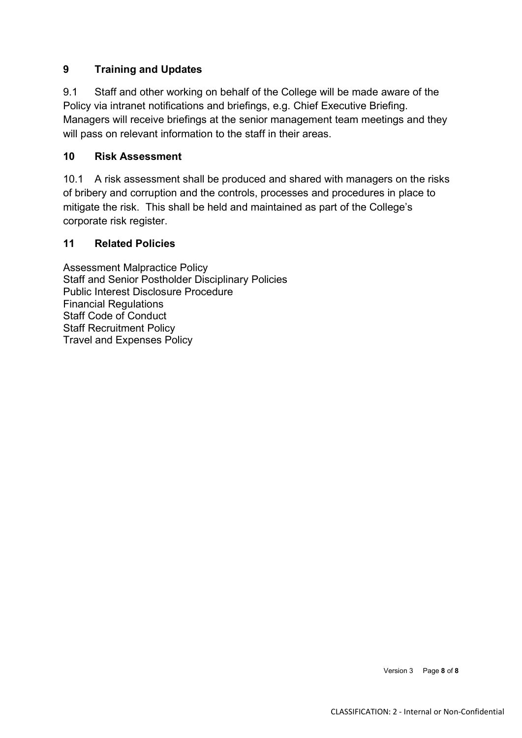## 9 Training and Updates

9.1 Staff and other working on behalf of the College will be made aware of the Policy via intranet notifications and briefings, e.g. Chief Executive Briefing. Managers will receive briefings at the senior management team meetings and they will pass on relevant information to the staff in their areas.

## 10 Risk Assessment

10.1 A risk assessment shall be produced and shared with managers on the risks of bribery and corruption and the controls, processes and procedures in place to mitigate the risk. This shall be held and maintained as part of the College's corporate risk register.

## 11 Related Policies

Assessment Malpractice Policy
Staff and Senior Postholder Disciplinary Policies
Public Interest Disclosure Procedure
Financial Regulations
Staff Code of Conduct
Staff Recruitment Policy
Travel and Expenses Policy